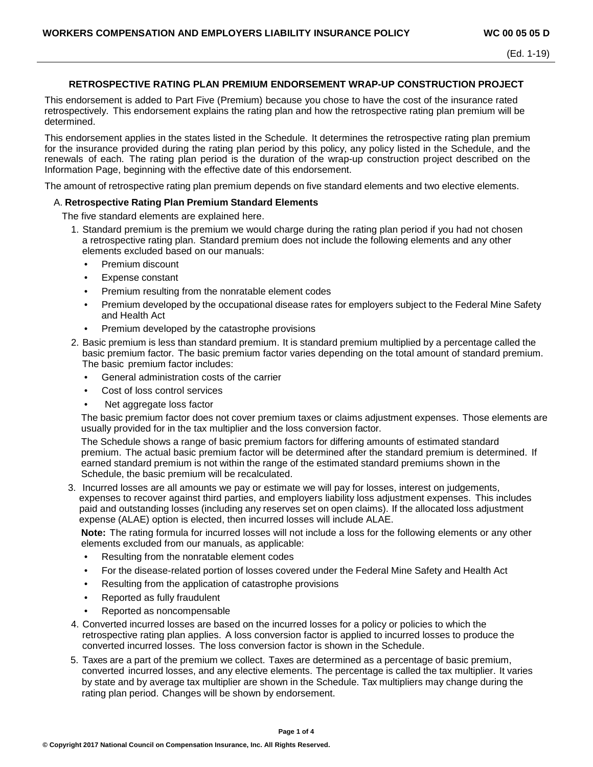# WORKERS COMPENSATION AND EMPLOYERS LIABILITY INSURANCE POLICY

WC 00 05 05 D

(Ed. 1-19)

## RETROSPECTIVE RATING PLAN PREMIUM ENDORSEMENT WRAP-UP CONSTRUCTION PROJECT

This endorsement is added to Part Five (Premium) because you chose to have the cost of the insurance rated retrospectively. This endorsement explains the rating plan and how the retrospective rating plan premium will be determined.

This endorsement applies in the states listed in the Schedule. It determines the retrospective rating plan premium for the insurance provided during the rating plan period by this policy, any policy listed in the Schedule, and the renewals of each. The rating plan period is the duration of the wrap-up construction project described on the Information Page, beginning with the effective date of this endorsement.

The amount of retrospective rating plan premium depends on five standard elements and two elective elements.

A. **Retrospective Rating Plan Premium Standard Elements**

The five standard elements are explained here.

1. Standard premium is the premium we would charge during the rating plan period if you had not chosen a retrospective rating plan. Standard premium does not include the following elements and any other elements excluded based on our manuals:
   - Premium discount
   - Expense constant
   - Premium resulting from the nonratable element codes
   - Premium developed by the occupational disease rates for employers subject to the Federal Mine Safety and Health Act
   - Premium developed by the catastrophe provisions
2. Basic premium is less than standard premium. It is standard premium multiplied by a percentage called the basic premium factor. The basic premium factor varies depending on the total amount of standard premium. The basic premium factor includes:
   - General administration costs of the carrier
   - Cost of loss control services
   - Net aggregate loss factor

   The basic premium factor does not cover premium taxes or claims adjustment expenses. Those elements are usually provided for in the tax multiplier and the loss conversion factor.

   The Schedule shows a range of basic premium factors for differing amounts of estimated standard premium. The actual basic premium factor will be determined after the standard premium is determined. If earned standard premium is not within the range of the estimated standard premiums shown in the Schedule, the basic premium will be recalculated.
3. Incurred losses are all amounts we pay or estimate we will pay for losses, interest on judgements, expenses to recover against third parties, and employers liability loss adjustment expenses. This includes paid and outstanding losses (including any reserves set on open claims). If the allocated loss adjustment expense (ALAE) option is elected, then incurred losses will include ALAE.

   **Note:** The rating formula for incurred losses will not include a loss for the following elements or any other elements excluded from our manuals, as applicable:
   - Resulting from the nonratable element codes
   - For the disease-related portion of losses covered under the Federal Mine Safety and Health Act
   - Resulting from the application of catastrophe provisions
   - Reported as fully fraudulent
   - Reported as noncompensable
4. Converted incurred losses are based on the incurred losses for a policy or policies to which the retrospective rating plan applies. A loss conversion factor is applied to incurred losses to produce the converted incurred losses. The loss conversion factor is shown in the Schedule.
5. Taxes are a part of the premium we collect. Taxes are determined as a percentage of basic premium, converted incurred losses, and any elective elements. The percentage is called the tax multiplier. It varies by state and by average tax multiplier are shown in the Schedule. Tax multipliers may change during the rating plan period. Changes will be shown by endorsement.

© Copyright 2017 National Council on Compensation Insurance, Inc. All Rights Reserved.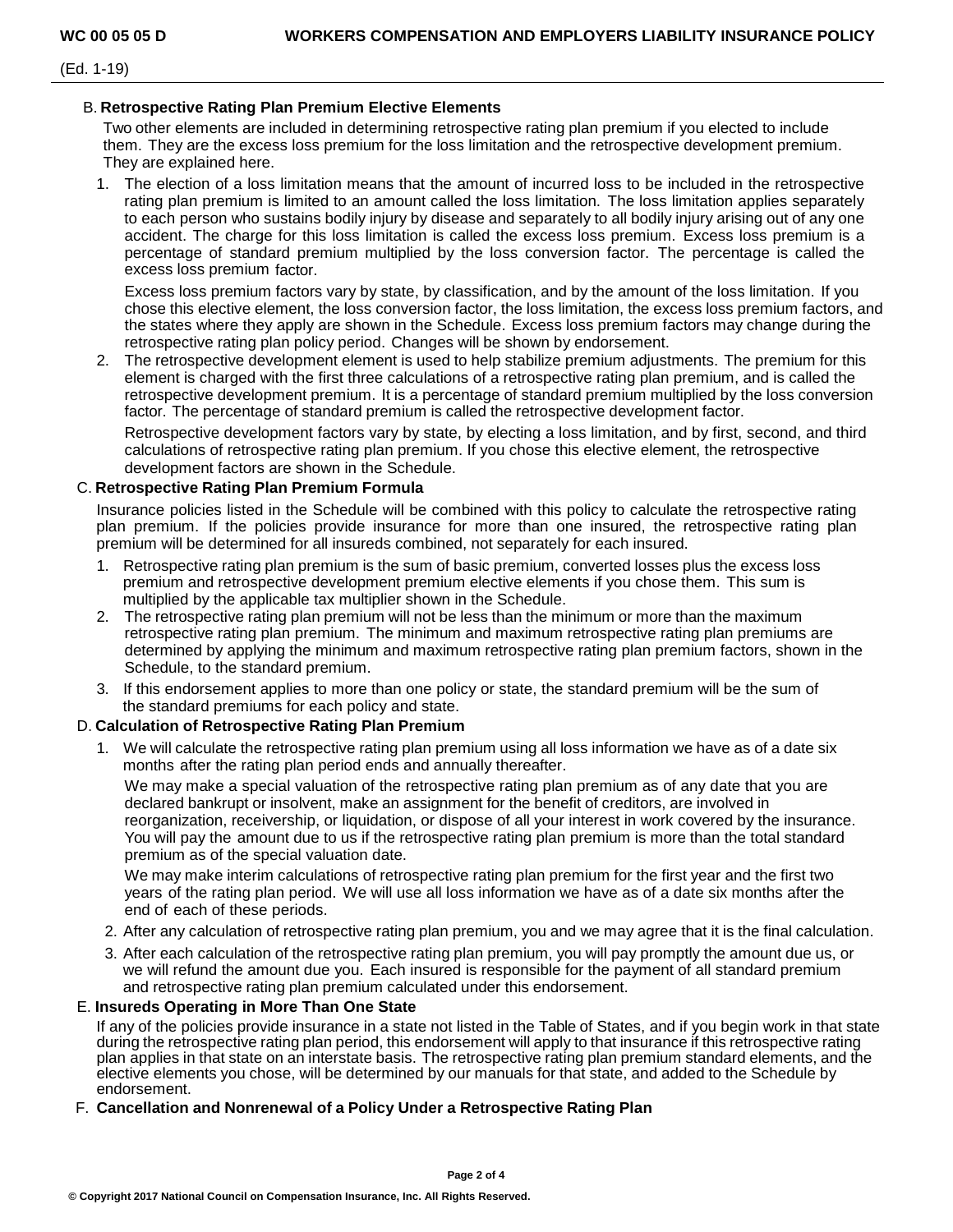**B. Retrospective Rating Plan Premium Elective Elements**

Two other elements are included in determining retrospective rating plan premium if you elected to include them. They are the excess loss premium for the loss limitation and the retrospective development premium. They are explained here.

1. The election of a loss limitation means that the amount of incurred loss to be included in the retrospective rating plan premium is limited to an amount called the loss limitation. The loss limitation applies separately to each person who sustains bodily injury by disease and separately to all bodily injury arising out of any one accident. The charge for this loss limitation is called the excess loss premium. Excess loss premium is a percentage of standard premium multiplied by the loss conversion factor. The percentage is called the excess loss premium factor.

   Excess loss premium factors vary by state, by classification, and by the amount of the loss limitation. If you chose this elective element, the loss conversion factor, the loss limitation, the excess loss premium factors, and the states where they apply are shown in the Schedule. Excess loss premium factors may change during the retrospective rating plan policy period. Changes will be shown by endorsement.

2. The retrospective development element is used to help stabilize premium adjustments. The premium for this element is charged with the first three calculations of a retrospective rating plan premium, and is called the retrospective development premium. It is a percentage of standard premium multiplied by the loss conversion factor. The percentage of standard premium is called the retrospective development factor.

   Retrospective development factors vary by state, by electing a loss limitation, and by first, second, and third calculations of retrospective rating plan premium. If you chose this elective element, the retrospective development factors are shown in the Schedule.

**C. Retrospective Rating Plan Premium Formula**

Insurance policies listed in the Schedule will be combined with this policy to calculate the retrospective rating plan premium. If the policies provide insurance for more than one insured, the retrospective rating plan premium will be determined for all insureds combined, not separately for each insured.

1. Retrospective rating plan premium is the sum of basic premium, converted losses plus the excess loss premium and retrospective development premium elective elements if you chose them. This sum is multiplied by the applicable tax multiplier shown in the Schedule.
2. The retrospective rating plan premium will not be less than the minimum or more than the maximum retrospective rating plan premium. The minimum and maximum retrospective rating plan premiums are determined by applying the minimum and maximum retrospective rating plan premium factors, shown in the Schedule, to the standard premium.
3. If this endorsement applies to more than one policy or state, the standard premium will be the sum of the standard premiums for each policy and state.

**D. Calculation of Retrospective Rating Plan Premium**

1. We will calculate the retrospective rating plan premium using all loss information we have as of a date six months after the rating plan period ends and annually thereafter.

   We may make a special valuation of the retrospective rating plan premium as of any date that you are declared bankrupt or insolvent, make an assignment for the benefit of creditors, are involved in reorganization, receivership, or liquidation, or dispose of all your interest in work covered by the insurance. You will pay the amount due to us if the retrospective rating plan premium is more than the total standard premium as of the special valuation date.

   We may make interim calculations of retrospective rating plan premium for the first year and the first two years of the rating plan period. We will use all loss information we have as of a date six months after the end of each of these periods.

2. After any calculation of retrospective rating plan premium, you and we may agree that it is the final calculation.
3. After each calculation of the retrospective rating plan premium, you will pay promptly the amount due us, or we will refund the amount due you. Each insured is responsible for the payment of all standard premium and retrospective rating plan premium calculated under this endorsement.

**E. Insureds Operating in More Than One State**

If any of the policies provide insurance in a state not listed in the Table of States, and if you begin work in that state during the retrospective rating plan period, this endorsement will apply to that insurance if this retrospective rating plan applies in that state on an interstate basis. The retrospective rating plan premium standard elements, and the elective elements you chose, will be determined by our manuals for that state, and added to the Schedule by endorsement.

**F. Cancellation and Nonrenewal of a Policy Under a Retrospective Rating Plan**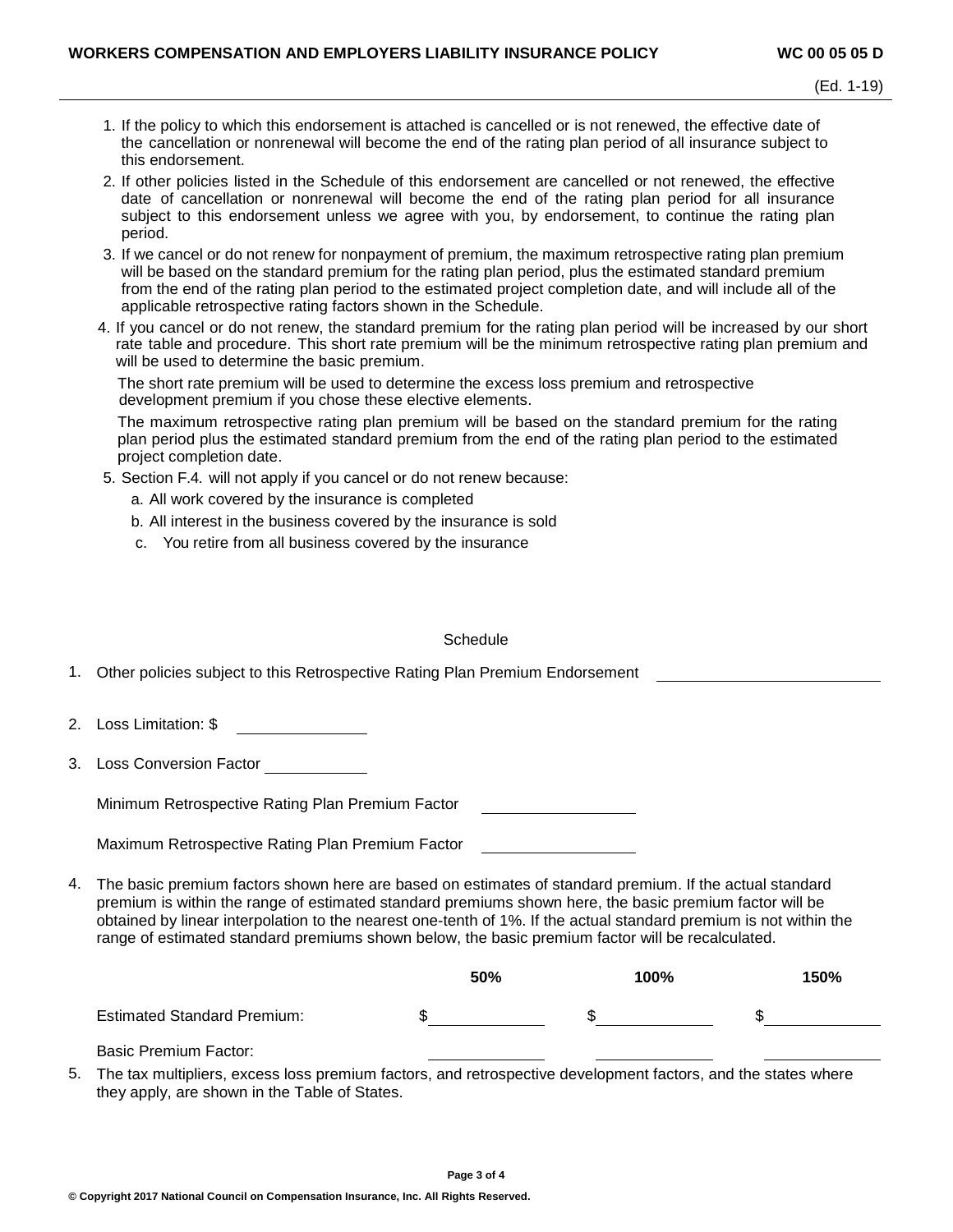1. If the policy to which this endorsement is attached is cancelled or is not renewed, the effective date of the cancellation or nonrenewal will become the end of the rating plan period of all insurance subject to this endorsement.
2. If other policies listed in the Schedule of this endorsement are cancelled or not renewed, the effective date of cancellation or nonrenewal will become the end of the rating plan period for all insurance subject to this endorsement unless we agree with you, by endorsement, to continue the rating plan period.
3. If we cancel or do not renew for nonpayment of premium, the maximum retrospective rating plan premium will be based on the standard premium for the rating plan period, plus the estimated standard premium from the end of the rating plan period to the estimated project completion date, and will include all of the applicable retrospective rating factors shown in the Schedule.
4. If you cancel or do not renew, the standard premium for the rating plan period will be increased by our short rate table and procedure. This short rate premium will be the minimum retrospective rating plan premium and will be used to determine the basic premium.

   The short rate premium will be used to determine the excess loss premium and retrospective development premium if you chose these elective elements.

   The maximum retrospective rating plan premium will be based on the standard premium for the rating plan period plus the estimated standard premium from the end of the rating plan period to the estimated project completion date.
5. Section F.4. will not apply if you cancel or do not renew because:
   a. All work covered by the insurance is completed
   b. All interest in the business covered by the insurance is sold
   c. You retire from all business covered by the insurance

Schedule

1. Other policies subject to this Retrospective Rating Plan Premium Endorsement ____________

2. Loss Limitation: $ ____________

3. Loss Conversion Factor ____________

   Minimum Retrospective Rating Plan Premium Factor ____________

   Maximum Retrospective Rating Plan Premium Factor ____________

4. The basic premium factors shown here are based on estimates of standard premium. If the actual standard premium is within the range of estimated standard premiums shown here, the basic premium factor will be obtained by linear interpolation to the nearest one-tenth of 1%. If the actual standard premium is not within the range of estimated standard premiums shown below, the basic premium factor will be recalculated.

| | **50%** | **100%** | **150%** |
|---|---|---|---|
| Estimated Standard Premium: | $ | $ | $ |
| Basic Premium Factor: | | | |

5. The tax multipliers, excess loss premium factors, and retrospective development factors, and the states where they apply, are shown in the Table of States.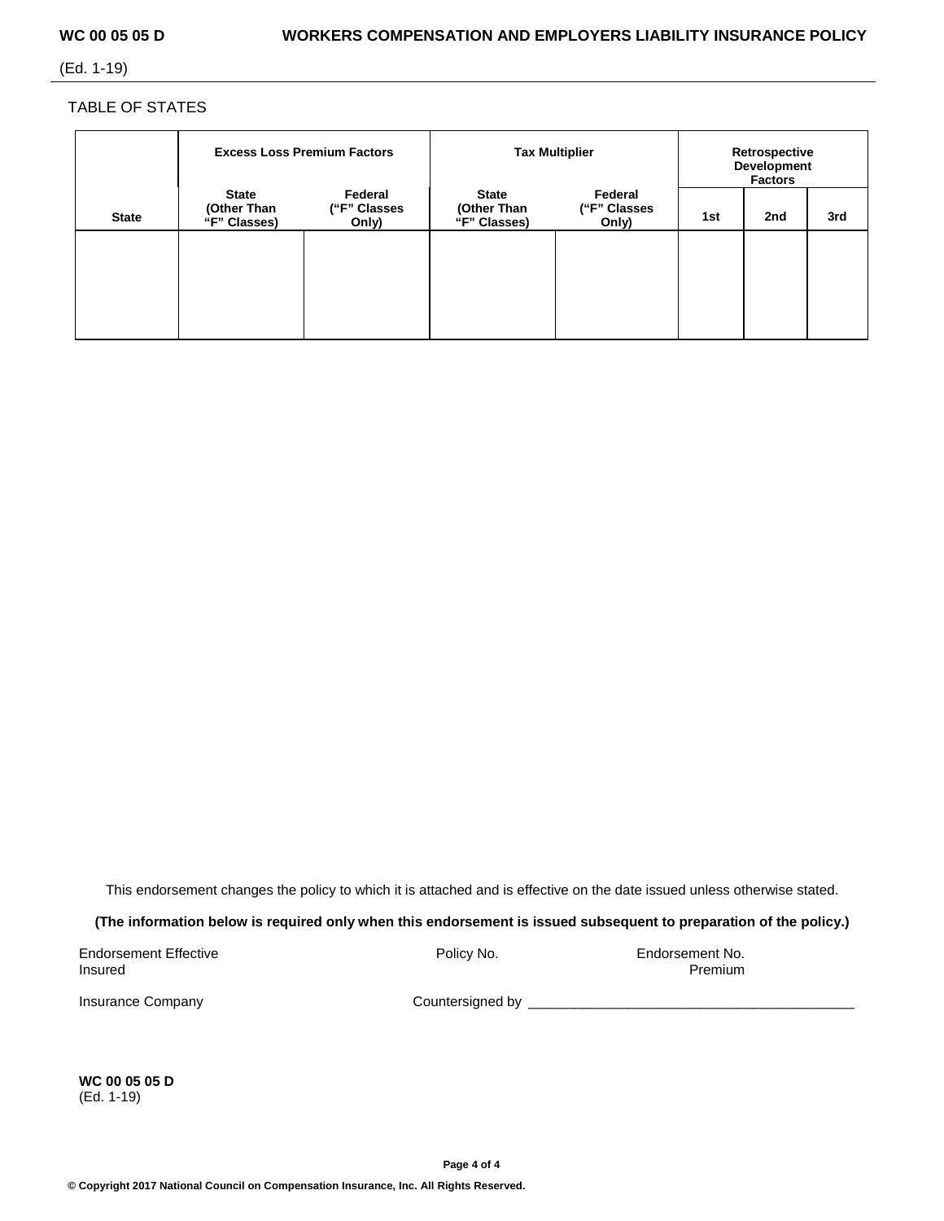TABLE OF STATES

| | Excess Loss Premium Factors | | Tax Multiplier | | Retrospective Development Factors | | |
|---|---|---|---|---|---|---|---|
| **State** | **State (Other Than "F" Classes)** | **Federal ("F" Classes Only)** | **State (Other Than "F" Classes)** | **Federal ("F" Classes Only)** | **1st** | **2nd** | **3rd** |
| | | | | | | | |

This endorsement changes the policy to which it is attached and is effective on the date issued unless otherwise stated.

**(The information below is required only when this endorsement is issued subsequent to preparation of the policy.)**

Endorsement Effective Policy No. Endorsement No.
Insured Premium

Insurance Company Countersigned by ____________________________________________

**WC 00 05 05 D**
(Ed. 1-19)

**© Copyright 2017 National Council on Compensation Insurance, Inc. All Rights Reserved.**